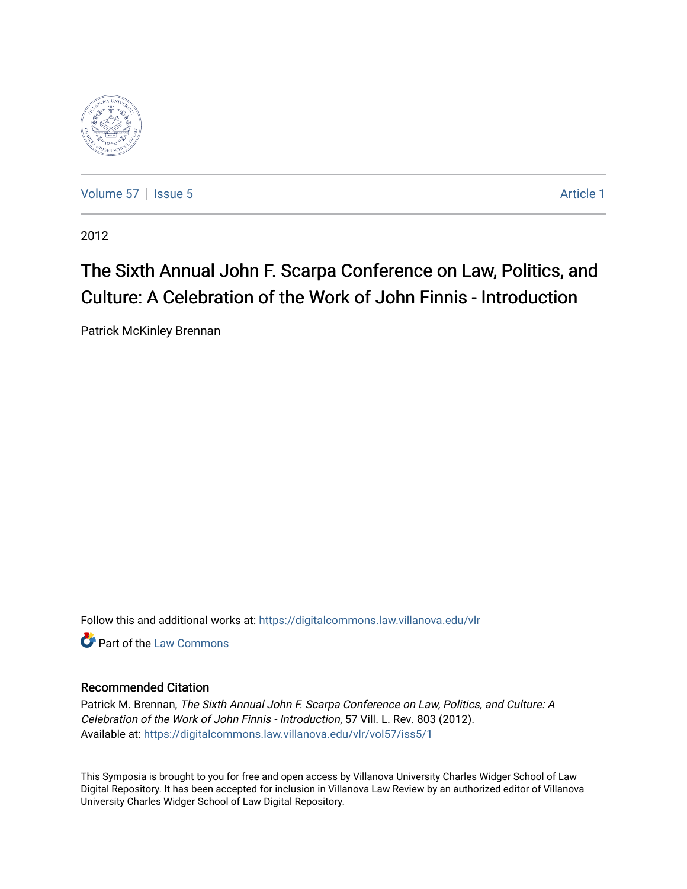Volume 57 | Issue 5 Article 1

2012

# The Sixth Annual John F. Scarpa Conference on Law, Politics, and Culture: A Celebration of the Work of John Finnis - Introduction

Patrick McKinley Brennan

Follow this and additional works at: https://digitalcommons.law.villanova.edu/vlr

Part of the Law Commons

## Recommended Citation

Patrick M. Brennan, *The Sixth Annual John F. Scarpa Conference on Law, Politics, and Culture: A Celebration of the Work of John Finnis - Introduction*, 57 Vill. L. Rev. 803 (2012).
Available at: https://digitalcommons.law.villanova.edu/vlr/vol57/iss5/1

This Symposia is brought to you for free and open access by Villanova University Charles Widger School of Law Digital Repository. It has been accepted for inclusion in Villanova Law Review by an authorized editor of Villanova University Charles Widger School of Law Digital Repository.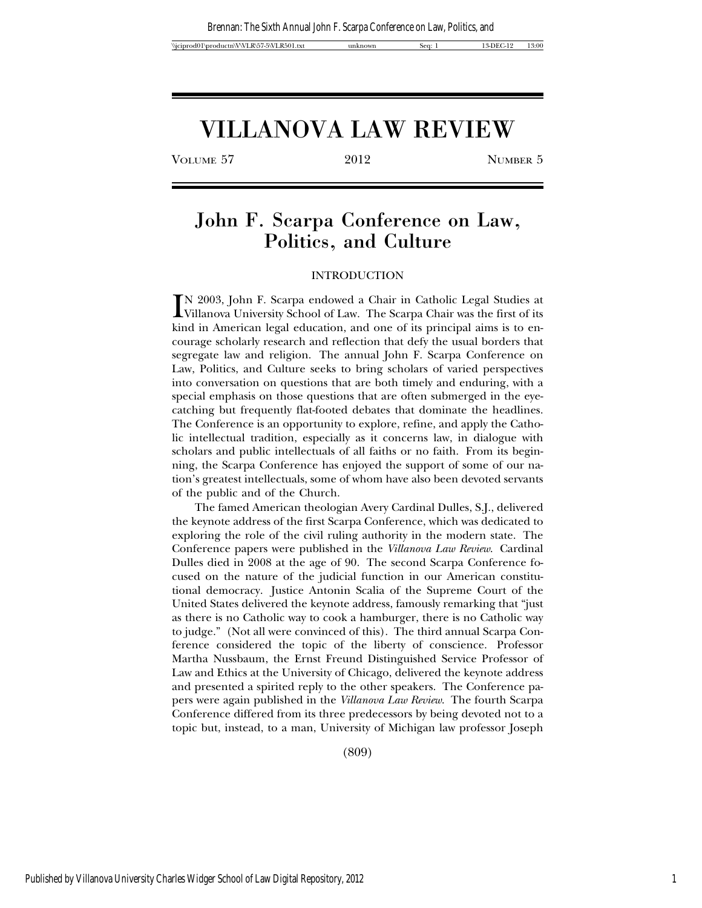# VILLANOVA LAW REVIEW

VOLUME 57 | 2012 | NUMBER 5

# John F. Scarpa Conference on Law, Politics, and Culture

## INTRODUCTION

IN 2003, John F. Scarpa endowed a Chair in Catholic Legal Studies at Villanova University School of Law. The Scarpa Chair was the first of its kind in American legal education, and one of its principal aims is to encourage scholarly research and reflection that defy the usual borders that segregate law and religion. The annual John F. Scarpa Conference on Law, Politics, and Culture seeks to bring scholars of varied perspectives into conversation on questions that are both timely and enduring, with a special emphasis on those questions that are often submerged in the eye-catching but frequently flat-footed debates that dominate the headlines. The Conference is an opportunity to explore, refine, and apply the Catholic intellectual tradition, especially as it concerns law, in dialogue with scholars and public intellectuals of all faiths or no faith. From its beginning, the Scarpa Conference has enjoyed the support of some of our nation's greatest intellectuals, some of whom have also been devoted servants of the public and of the Church.

The famed American theologian Avery Cardinal Dulles, S.J., delivered the keynote address of the first Scarpa Conference, which was dedicated to exploring the role of the civil ruling authority in the modern state. The Conference papers were published in the *Villanova Law Review*. Cardinal Dulles died in 2008 at the age of 90. The second Scarpa Conference focused on the nature of the judicial function in our American constitutional democracy. Justice Antonin Scalia of the Supreme Court of the United States delivered the keynote address, famously remarking that "just as there is no Catholic way to cook a hamburger, there is no Catholic way to judge." (Not all were convinced of this). The third annual Scarpa Conference considered the topic of the liberty of conscience. Professor Martha Nussbaum, the Ernst Freund Distinguished Service Professor of Law and Ethics at the University of Chicago, delivered the keynote address and presented a spirited reply to the other speakers. The Conference papers were again published in the *Villanova Law Review*. The fourth Scarpa Conference differed from its three predecessors by being devoted not to a topic but, instead, to a man, University of Michigan law professor Joseph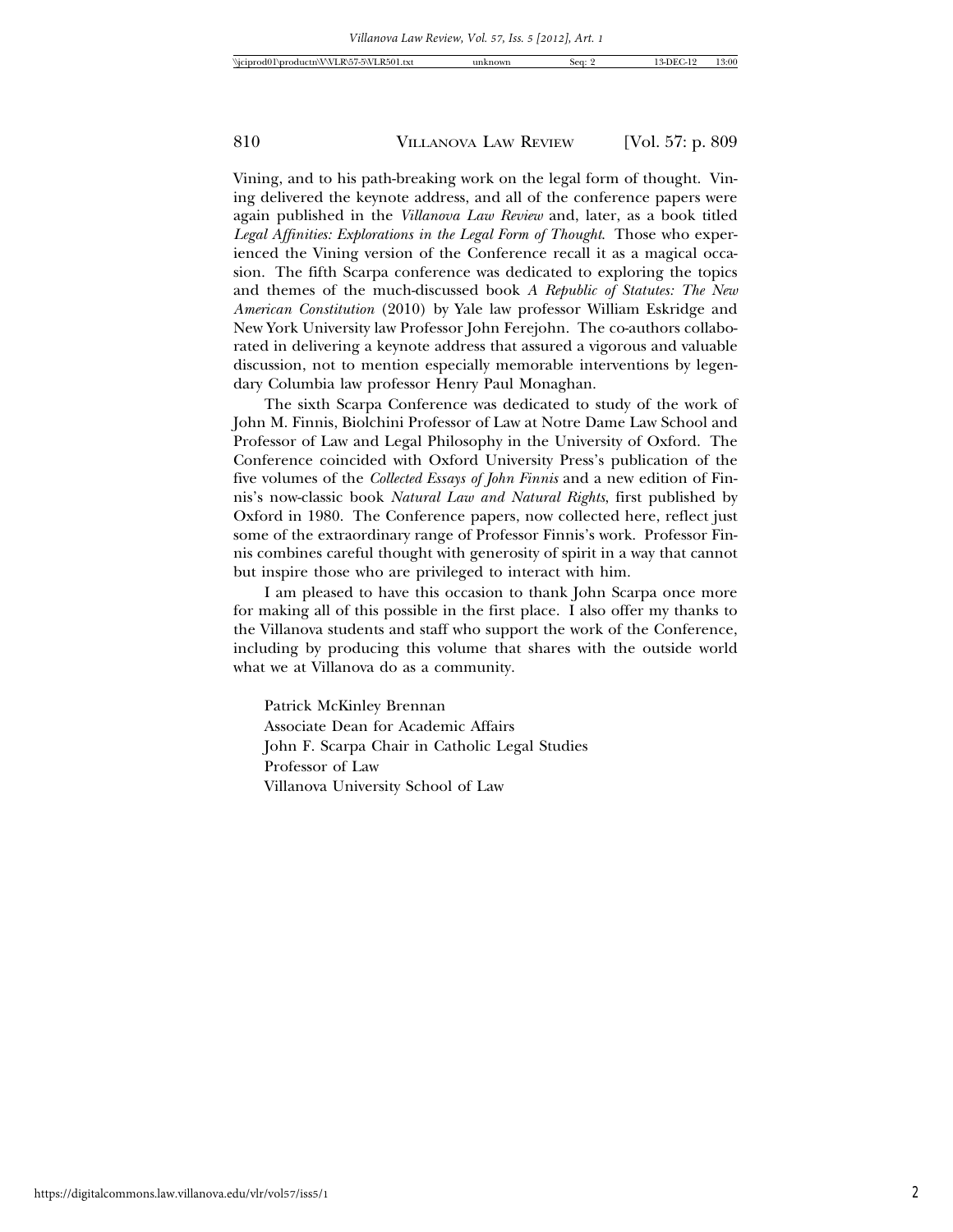Vining, and to his path-breaking work on the legal form of thought. Vining delivered the keynote address, and all of the conference papers were again published in the *Villanova Law Review* and, later, as a book titled *Legal Affinities: Explorations in the Legal Form of Thought*. Those who experienced the Vining version of the Conference recall it as a magical occasion. The fifth Scarpa conference was dedicated to exploring the topics and themes of the much-discussed book *A Republic of Statutes: The New American Constitution* (2010) by Yale law professor William Eskridge and New York University law Professor John Ferejohn. The co-authors collaborated in delivering a keynote address that assured a vigorous and valuable discussion, not to mention especially memorable interventions by legendary Columbia law professor Henry Paul Monaghan.

The sixth Scarpa Conference was dedicated to study of the work of John M. Finnis, Biolchini Professor of Law at Notre Dame Law School and Professor of Law and Legal Philosophy in the University of Oxford. The Conference coincided with Oxford University Press's publication of the five volumes of the *Collected Essays of John Finnis* and a new edition of Finnis's now-classic book *Natural Law and Natural Rights*, first published by Oxford in 1980. The Conference papers, now collected here, reflect just some of the extraordinary range of Professor Finnis's work. Professor Finnis combines careful thought with generosity of spirit in a way that cannot but inspire those who are privileged to interact with him.

I am pleased to have this occasion to thank John Scarpa once more for making all of this possible in the first place. I also offer my thanks to the Villanova students and staff who support the work of the Conference, including by producing this volume that shares with the outside world what we at Villanova do as a community.

Patrick McKinley Brennan
Associate Dean for Academic Affairs
John F. Scarpa Chair in Catholic Legal Studies
Professor of Law
Villanova University School of Law